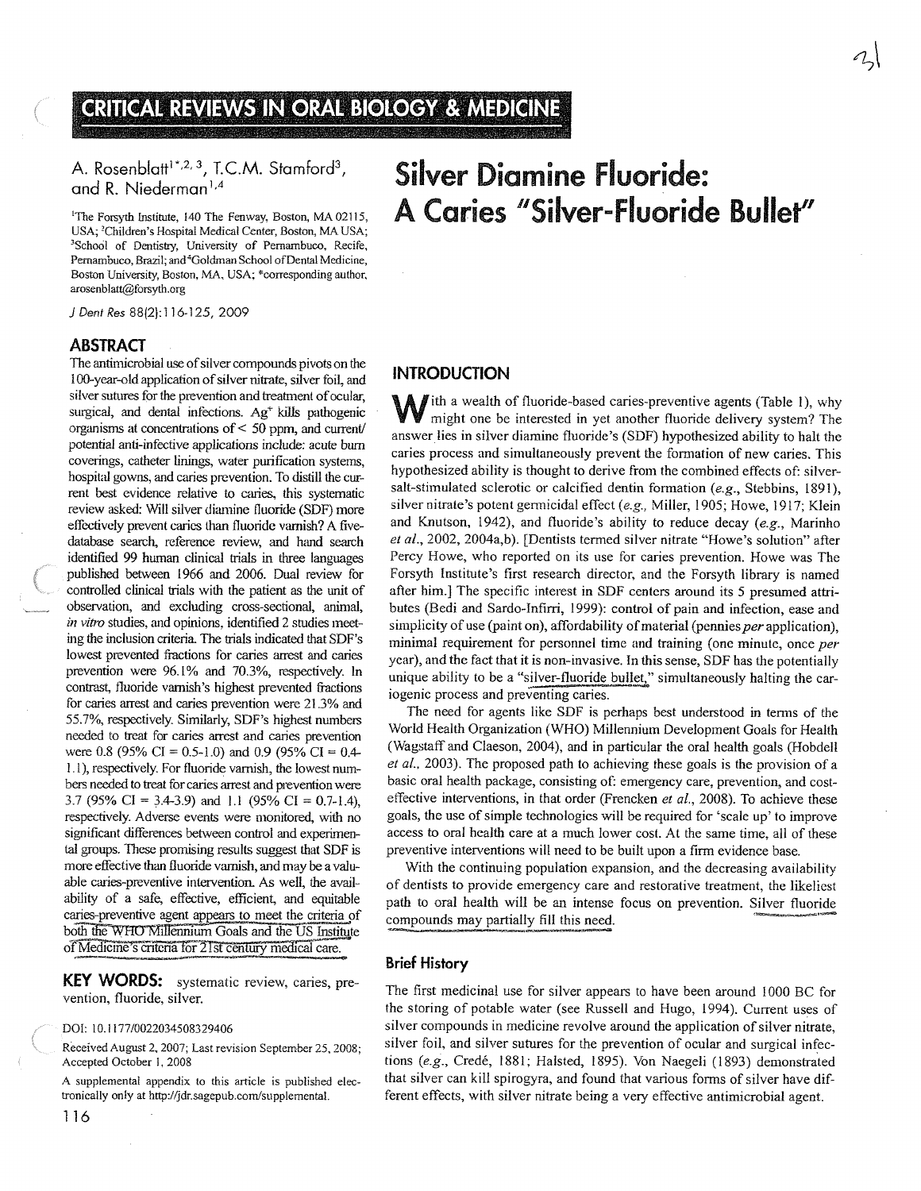CRITICAL REVIEWS IN ORAL BIOLOGY & MEDICINE

A. Rosenblatt[1*,2,3], T.C.M. Stamford[3], and R. Niederman[1,4]

[1]The Forsyth Institute, 140 The Fenway, Boston, MA 02115, USA; [2]Children's Hospital Medical Center, Boston, MA USA; [3]School of Dentistry, University of Pernambuco, Recife, Pernambuco, Brazil; and [4]Goldman School of Dental Medicine, Boston University, Boston, MA, USA; *corresponding author, arosenblatt@forsyth.org

*J Dent Res* 88(2):116-125, 2009

# Silver Diamine Fluoride: A Caries "Silver-Fluoride Bullet"

## ABSTRACT

The antimicrobial use of silver compounds pivots on the 100-year-old application of silver nitrate, silver foil, and silver sutures for the prevention and treatment of ocular, surgical, and dental infections. $Ag^+$ kills pathogenic organisms at concentrations of < 50 ppm, and current/potential anti-infective applications include: acute burn coverings, catheter linings, water purification systems, hospital gowns, and caries prevention. To distill the current best evidence relative to caries, this systematic review asked: Will silver diamine fluoride (SDF) more effectively prevent caries than fluoride varnish? A five-database search, reference review, and hand search identified 99 human clinical trials in three languages published between 1966 and 2006. Dual review for controlled clinical trials with the patient as the unit of observation, and excluding cross-sectional, animal, *in vitro* studies, and opinions, identified 2 studies meeting the inclusion criteria. The trials indicated that SDF's lowest prevented fractions for caries arrest and caries prevention were 96.1% and 70.3%, respectively. In contrast, fluoride varnish's highest prevented fractions for caries arrest and caries prevention were 21.3% and 55.7%, respectively. Similarly, SDF's highest numbers needed to treat for caries arrest and caries prevention were 0.8 (95% CI = 0.5-1.0) and 0.9 (95% CI = 0.4-1.1), respectively. For fluoride varnish, the lowest numbers needed to treat for caries arrest and prevention were 3.7 (95% CI = 3.4-3.9) and 1.1 (95% CI = 0.7-1.4), respectively. Adverse events were monitored, with no significant differences between control and experimental groups. These promising results suggest that SDF is more effective than fluoride varnish, and may be a valuable caries-preventive intervention. As well, the availability of a safe, effective, efficient, and equitable caries-preventive agent appears to meet the criteria of both the WHO Millennium Goals and the US Institute of Medicine's criteria for 21st century medical care.

**KEY WORDS:** systematic review, caries, prevention, fluoride, silver.

DOI: 10.1177/0022034508329406

Received August 2, 2007; Last revision September 25, 2008; Accepted October 1, 2008

A supplemental appendix to this article is published electronically only at http://jdr.sagepub.com/supplemental.

## INTRODUCTION

With a wealth of fluoride-based caries-preventive agents (Table 1), why might one be interested in yet another fluoride delivery system? The answer lies in silver diamine fluoride's (SDF) hypothesized ability to halt the caries process and simultaneously prevent the formation of new caries. This hypothesized ability is thought to derive from the combined effects of: silver-salt-stimulated sclerotic or calcified dentin formation (*e.g.*, Stebbins, 1891), silver nitrate's potent germicidal effect (*e.g.*, Miller, 1905; Howe, 1917; Klein and Knutson, 1942), and fluoride's ability to reduce decay (*e.g.*, Marinho *et al.*, 2002, 2004a,b). [Dentists termed silver nitrate "Howe's solution" after Percy Howe, who reported on its use for caries prevention. Howe was The Forsyth Institute's first research director, and the Forsyth library is named after him.] The specific interest in SDF centers around its 5 presumed attributes (Bedi and Sardo-Infirri, 1999): control of pain and infection, ease and simplicity of use (paint on), affordability of material (pennies *per* application), minimal requirement for personnel time and training (one minute, once *per* year), and the fact that it is non-invasive. In this sense, SDF has the potentially unique ability to be a "silver-fluoride bullet," simultaneously halting the cariogenic process and preventing caries.

The need for agents like SDF is perhaps best understood in terms of the World Health Organization (WHO) Millennium Development Goals for Health (Wagstaff and Claeson, 2004), and in particular the oral health goals (Hobdell *et al.*, 2003). The proposed path to achieving these goals is the provision of a basic oral health package, consisting of: emergency care, prevention, and cost-effective interventions, in that order (Frencken *et al.*, 2008). To achieve these goals, the use of simple technologies will be required for 'scale up' to improve access to oral health care at a much lower cost. At the same time, all of these preventive interventions will need to be built upon a firm evidence base.

With the continuing population expansion, and the decreasing availability of dentists to provide emergency care and restorative treatment, the likeliest path to oral health will be an intense focus on prevention. Silver fluoride compounds may partially fill this need.

### Brief History

The first medicinal use for silver appears to have been around 1000 BC for the storing of potable water (see Russell and Hugo, 1994). Current uses of silver compounds in medicine revolve around the application of silver nitrate, silver foil, and silver sutures for the prevention of ocular and surgical infections (*e.g.*, Credé, 1881; Halsted, 1895). Von Naegeli (1893) demonstrated that silver can kill spirogyra, and found that various forms of silver have different effects, with silver nitrate being a very effective antimicrobial agent.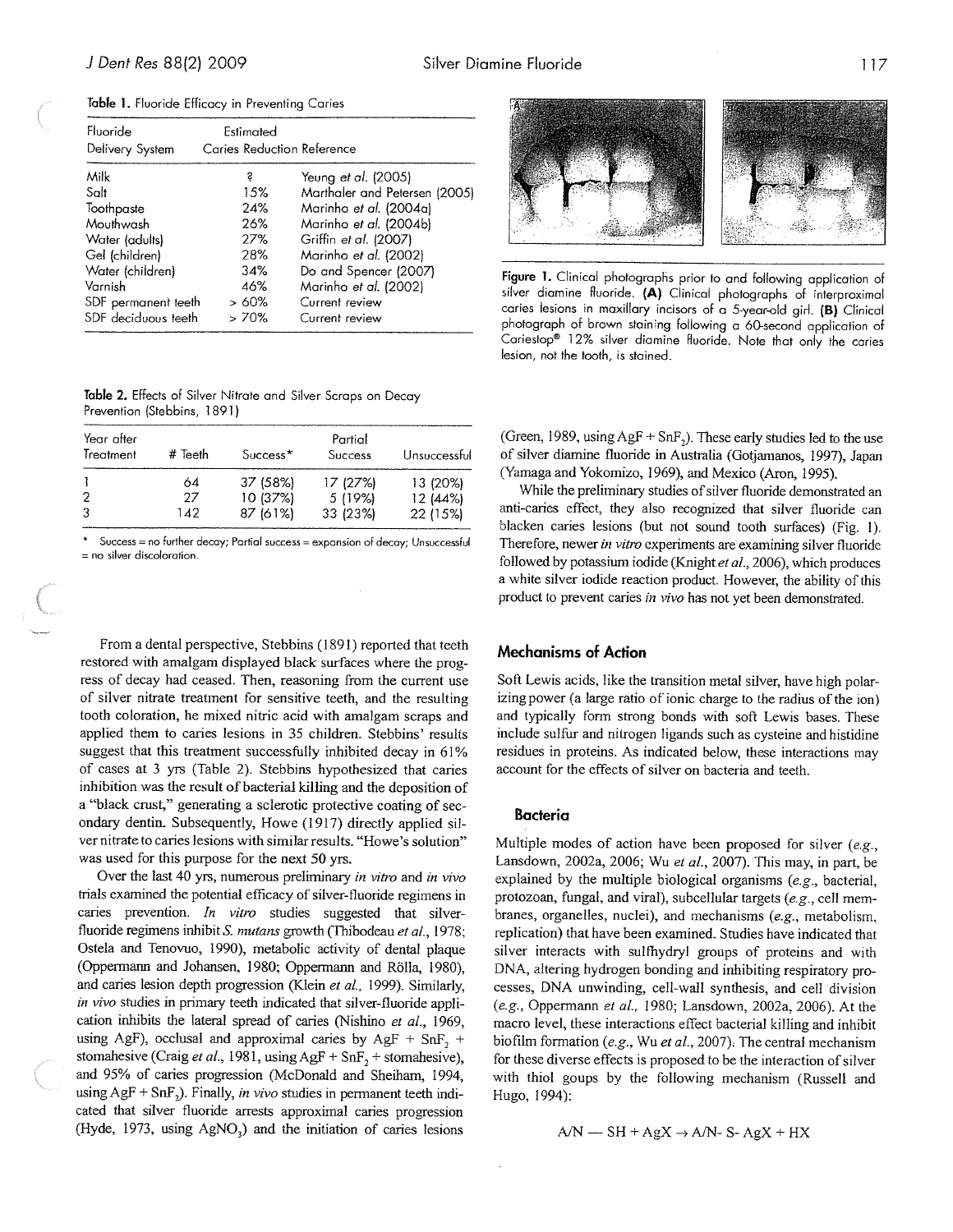Table 1. Fluoride Efficacy in Preventing Caries

| Fluoride Delivery System | Estimated Caries Reduction | Reference |
|---|---|---|
| Milk | ? | Yeung *et al.* (2005) |
| Salt | 15% | Marthaler and Petersen (2005) |
| Toothpaste | 24% | Marinho *et al.* (2004a) |
| Mouthwash | 26% | Marinho *et al.* (2004b) |
| Water (adults) | 27% | Griffin *et al.* (2007) |
| Gel (children) | 28% | Marinho *et al.* (2002) |
| Water (children) | 34% | Do and Spencer (2007) |
| Varnish | 46% | Marinho *et al.* (2002) |
| SDF permanent teeth | > 60% | Current review |
| SDF deciduous teeth | > 70% | Current review |

Table 2. Effects of Silver Nitrate and Silver Scraps on Decay Prevention (Stebbins, 1891)

| Year after Treatment | # Teeth | Success* | Partial Success | Unsuccessful |
|---|---|---|---|---|
| 1 | 64 | 37 (58%) | 17 (27%) | 13 (20%) |
| 2 | 27 | 10 (37%) | 5 (19%) | 12 (44%) |
| 3 | 142 | 87 (61%) | 33 (23%) | 22 (15%) |

\* Success = no further decay; Partial success = expansion of decay; Unsuccessful = no silver discoloration.

From a dental perspective, Stebbins (1891) reported that teeth restored with amalgam displayed black surfaces where the progress of decay had ceased. Then, reasoning from the current use of silver nitrate treatment for sensitive teeth, and the resulting tooth coloration, he mixed nitric acid with amalgam scraps and applied them to caries lesions in 35 children. Stebbins' results suggest that this treatment successfully inhibited decay in 61% of cases at 3 yrs (Table 2). Stebbins hypothesized that caries inhibition was the result of bacterial killing and the deposition of a "black crust," generating a sclerotic protective coating of secondary dentin. Subsequently, Howe (1917) directly applied silver nitrate to caries lesions with similar results. "Howe's solution" was used for this purpose for the next 50 yrs.

Over the last 40 yrs, numerous preliminary *in vitro* and *in vivo* trials examined the potential efficacy of silver-fluoride regimens in caries prevention. *In vitro* studies suggested that silver-fluoride regimens inhibit *S. mutans* growth (Thibodeau *et al.*, 1978; Ostela and Tenovuo, 1990), metabolic activity of dental plaque (Oppermann and Johansen, 1980; Oppermann and Rölla, 1980), and caries lesion depth progression (Klein *et al.*, 1999). Similarly, *in vivo* studies in primary teeth indicated that silver-fluoride application inhibits the lateral spread of caries (Nishino *et al.*, 1969, using AgF), occlusal and approximal caries by AgF + $SnF_2$ + stomahesive (Craig *et al.*, 1981, using AgF + $SnF_2$ + stomahesive), and 95% of caries progression (McDonald and Sheiham, 1994, using AgF + $SnF_2$). Finally, *in vivo* studies in permanent teeth indicated that silver fluoride arrests approximal caries progression (Hyde, 1973, using $AgNO_3$) and the initiation of caries lesions (Green, 1989, using AgF + $SnF_2$). These early studies led to the use of silver diamine fluoride in Australia (Gotjamanos, 1997), Japan (Yamaga and Yokomizo, 1969), and Mexico (Aron, 1995).

Figure 1. Clinical photographs prior to and following application of silver diamine fluoride. **(A)** Clinical photographs of interproximal caries lesions in maxillary incisors of a 5-year-old girl. **(B)** Clinical photograph of brown staining following a 60-second application of Cariestop® 12% silver diamine fluoride. Note that only the caries lesion, not the tooth, is stained.

While the preliminary studies of silver fluoride demonstrated an anti-caries effect, they also recognized that silver fluoride can blacken caries lesions (but not sound tooth surfaces) (Fig. 1). Therefore, newer *in vitro* experiments are examining silver fluoride followed by potassium iodide (Knight *et al.*, 2006), which produces a white silver iodide reaction product. However, the ability of this product to prevent caries *in vivo* has not yet been demonstrated.

## Mechanisms of Action

Soft Lewis acids, like the transition metal silver, have high polarizing power (a large ratio of ionic charge to the radius of the ion) and typically form strong bonds with soft Lewis bases. These include sulfur and nitrogen ligands such as cysteine and histidine residues in proteins. As indicated below, these interactions may account for the effects of silver on bacteria and teeth.

### Bacteria

Multiple modes of action have been proposed for silver (*e.g.*, Lansdown, 2002a, 2006; Wu *et al.*, 2007). This may, in part, be explained by the multiple biological organisms (*e.g.*, bacterial, protozoan, fungal, and viral), subcellular targets (*e.g.*, cell membranes, organelles, nuclei), and mechanisms (*e.g.*, metabolism, replication) that have been examined. Studies have indicated that silver interacts with sulfhydryl groups of proteins and with DNA, altering hydrogen bonding and inhibiting respiratory processes, DNA unwinding, cell-wall synthesis, and cell division (*e.g.*, Oppermann *et al.*, 1980; Lansdown, 2002a, 2006). At the macro level, these interactions effect bacterial killing and inhibit biofilm formation (*e.g.*, Wu *et al.*, 2007). The central mechanism for these diverse effects is proposed to be the interaction of silver with thiol goups by the following mechanism (Russell and Hugo, 1994):

$$A/N - SH + AgX \rightarrow A/N\text{-}S\text{-}AgX + HX$$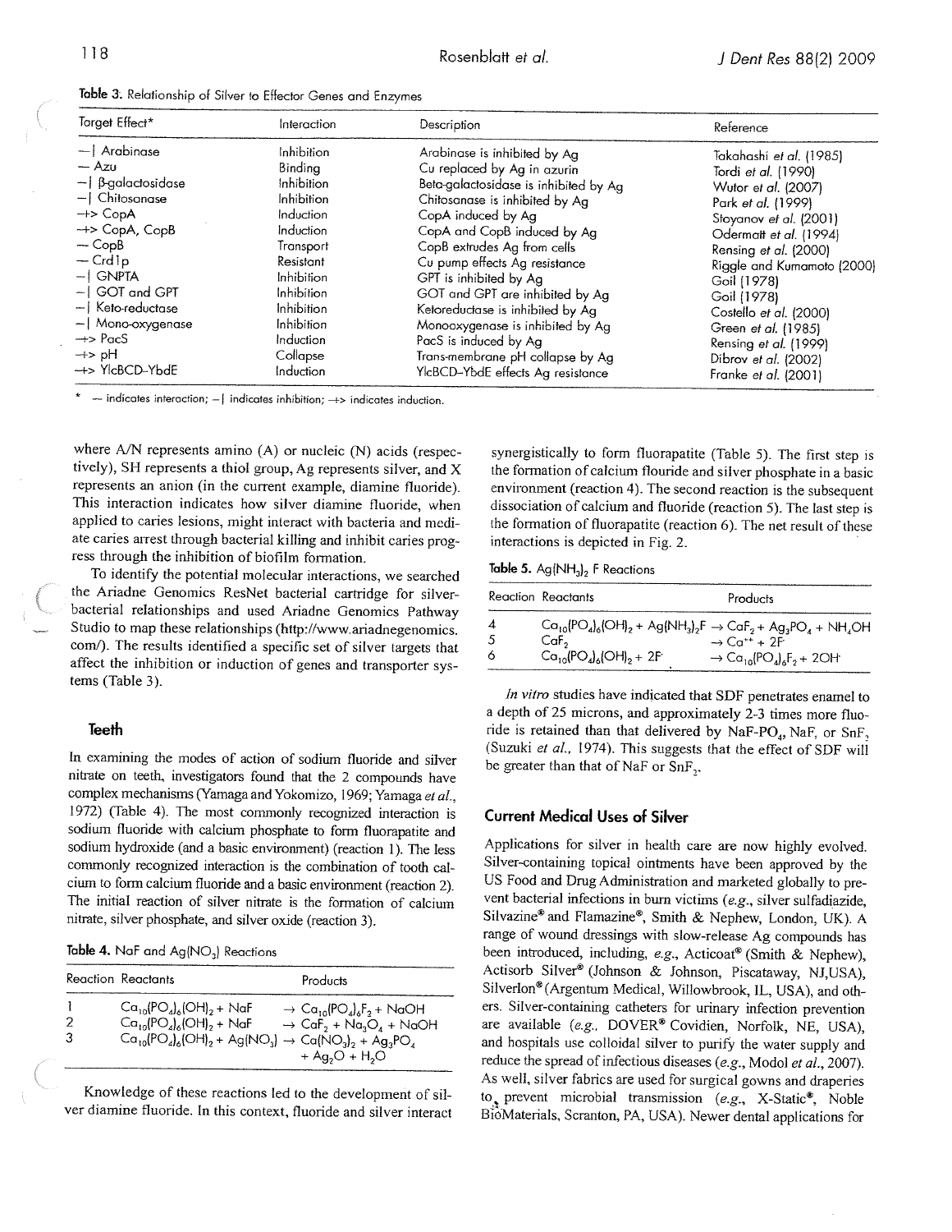**Table 3.** Relationship of Silver to Effector Genes and Enzymes

| Target Effect* | Interaction | Description | Reference |
|---|---|---|---|
| —\| Arabinase | Inhibition | Arabinase is inhibited by Ag | Takahashi *et al.* (1985) |
| — Azu | Binding | Cu replaced by Ag in azurin | Tordi *et al.* (1990) |
| —\| β-galactosidase | Inhibition | Beta-galactosidase is inhibited by Ag | Wutor *et al.* (2007) |
| —\| Chitosanase | Inhibition | Chitosanase is inhibited by Ag | Park *et al.* (1999) |
| —> CopA | Induction | CopA induced by Ag | Stoyanov *et al.* (2001) |
| —> CopA, CopB | Induction | CopA and CopB induced by Ag | Odermatt *et al.* (1994) |
| — CopB | Transport | CopB extrudes Ag from cells | Rensing *et al.* (2000) |
| — Crd1p | Resistant | Cu pump effects Ag resistance | Riggle and Kumamoto (2000) |
| —\| GNPTA | Inhibition | GPT is inhibited by Ag | Goil (1978) |
| —\| GOT and GPT | Inhibition | GOT and GPT are inhibited by Ag | Goil (1978) |
| —\| Keto-reductase | Inhibition | Ketoreductase is inhibited by Ag | Costello *et al.* (2000) |
| —\| Mono-oxygenase | Inhibition | Monooxygenase is inhibited by Ag | Green *et al.* (1985) |
| —> PacS | Induction | PacS is induced by Ag | Rensing *et al.* (1999) |
| —> pH | Collapse | Trans-membrane pH collapse by Ag | Dibrov *et al.* (2002) |
| —> YlcBCD-YbdE | Induction | YlcBCD-YbdE effects Ag resistance | Franke *et al.* (2001) |

\* — indicates interaction; —| indicates inhibition; —> indicates induction.

where A/N represents amino (A) or nucleic (N) acids (respectively), SH represents a thiol group, Ag represents silver, and X represents an anion (in the current example, diamine fluoride). This interaction indicates how silver diamine fluoride, when applied to caries lesions, might interact with bacteria and mediate caries arrest through bacterial killing and inhibit caries progress through the inhibition of biofilm formation.

To identify the potential molecular interactions, we searched the Ariadne Genomics ResNet bacterial cartridge for silver-bacterial relationships and used Ariadne Genomics Pathway Studio to map these relationships (http://www.ariadnegenomics.com/). The results identified a specific set of silver targets that affect the inhibition or induction of genes and transporter systems (Table 3).

## Teeth

In examining the modes of action of sodium fluoride and silver nitrate on teeth, investigators found that the 2 compounds have complex mechanisms (Yamaga and Yokomizo, 1969; Yamaga *et al.*, 1972) (Table 4). The most commonly recognized interaction is sodium fluoride with calcium phosphate to form fluorapatite and sodium hydroxide (and a basic environment) (reaction 1). The less commonly recognized interaction is the combination of tooth calcium to form calcium fluoride and a basic environment (reaction 2). The initial reaction of silver nitrate is the formation of calcium nitrate, silver phosphate, and silver oxide (reaction 3).

**Table 4.** NaF and $Ag(NO_3)$ Reactions

| Reaction | Reactants | Products |
|---|---|---|
| 1 | $Ca_{10}(PO_4)_6(OH)_2 + NaF$ | $\rightarrow Ca_{10}(PO_4)_6F_2 + NaOH$ |
| 2 | $Ca_{10}(PO_4)_6(OH)_2 + NaF$ | $\rightarrow CaF_2 + Na_3O_4 + NaOH$ |
| 3 | $Ca_{10}(PO_4)_6(OH)_2 + Ag(NO_3)$ | $\rightarrow Ca(NO_3)_2 + Ag_3PO_4 + Ag_2O + H_2O$ |

Knowledge of these reactions led to the development of silver diamine fluoride. In this context, fluoride and silver interact synergistically to form fluorapatite (Table 5). The first step is the formation of calcium flouride and silver phosphate in a basic environment (reaction 4). The second reaction is the subsequent dissociation of calcium and fluoride (reaction 5). The last step is the formation of fluorapatite (reaction 6). The net result of these interactions is depicted in Fig. 2.

**Table 5.** $Ag(NH_3)_2F$ Reactions

| Reaction | Reactants | Products |
|---|---|---|
| 4 | $Ca_{10}(PO_4)_6(OH)_2 + Ag(NH_3)_2F$ | $\rightarrow CaF_2 + Ag_3PO_4 + NH_4OH$ |
| 5 | $CaF_2$ | $\rightarrow Ca^{++} + 2F^-$ |
| 6 | $Ca_{10}(PO_4)_6(OH)_2 + 2F^-$ | $\rightarrow Ca_{10}(PO_4)_6F_2 + 2OH^-$ |

*In vitro* studies have indicated that SDF penetrates enamel to a depth of 25 microns, and approximately 2-3 times more fluoride is retained than that delivered by $NaF\text{-}PO_4$, NaF, or $SnF_2$ (Suzuki *et al.*, 1974). This suggests that the effect of SDF will be greater than that of NaF or $SnF_2$.

## Current Medical Uses of Silver

Applications for silver in health care are now highly evolved. Silver-containing topical ointments have been approved by the US Food and Drug Administration and marketed globally to prevent bacterial infections in burn victims (*e.g.*, silver sulfadiazide, Silvazine® and Flamazine®, Smith & Nephew, London, UK). A range of wound dressings with slow-release Ag compounds has been introduced, including, *e.g.*, Acticoat® (Smith & Nephew), Actisorb Silver® (Johnson & Johnson, Piscataway, NJ,USA), Silverlon® (Argentum Medical, Willowbrook, IL, USA), and others. Silver-containing catheters for urinary infection prevention are available (*e.g.*, DOVER® Covidien, Norfolk, NE, USA), and hospitals use colloidal silver to purify the water supply and reduce the spread of infectious diseases (*e.g.*, Modol *et al.*, 2007). As well, silver fabrics are used for surgical gowns and draperies to prevent microbial transmission (*e.g.*, X-Static®, Noble BioMaterials, Scranton, PA, USA). Newer dental applications for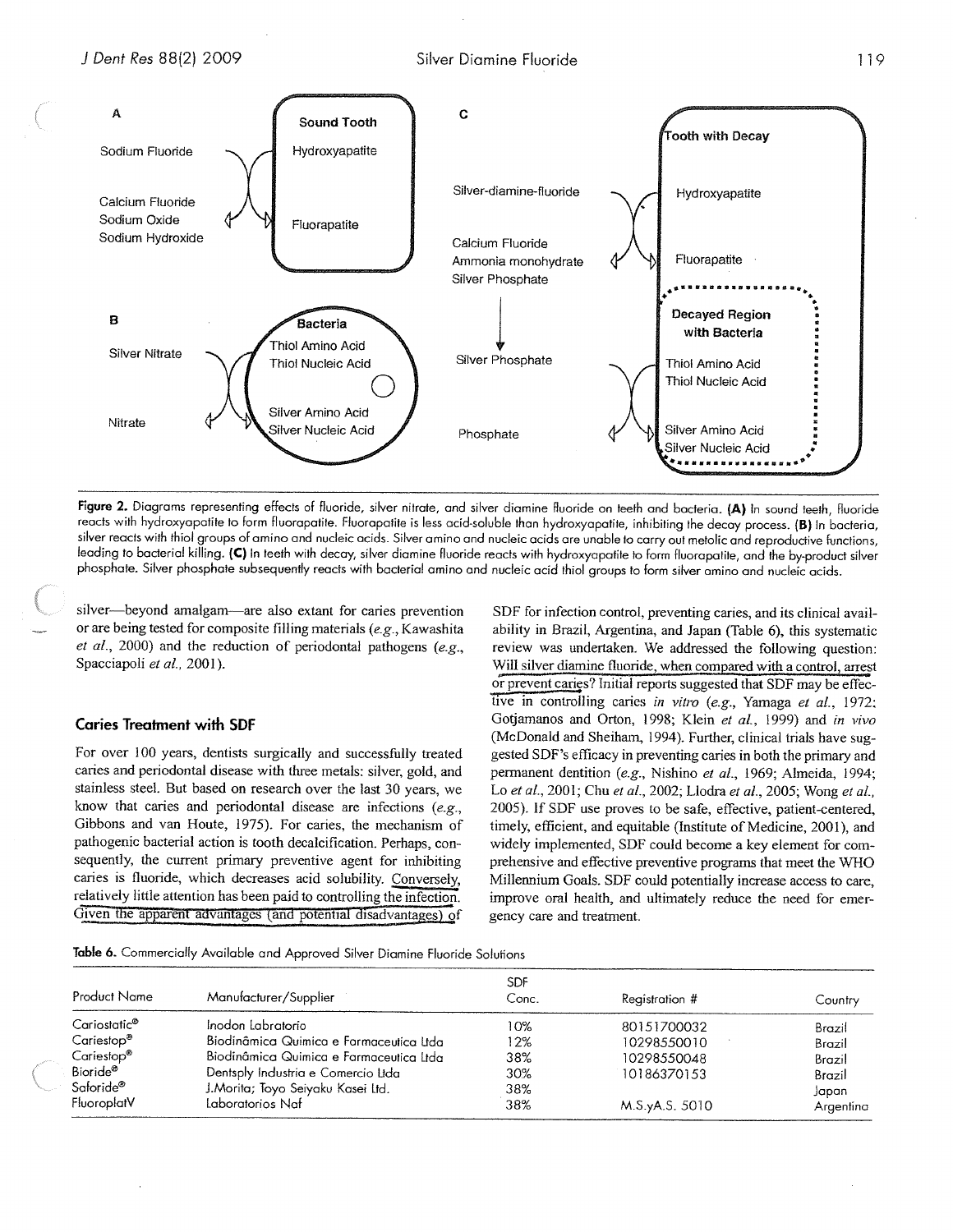Figure 2. Diagrams representing effects of fluoride, silver nitrate, and silver diamine fluoride on teeth and bacteria. **(A)** In sound teeth, fluoride reacts with hydroxyapatite to form fluorapatite. Fluorapatite is less acid-soluble than hydroxyapatite, inhibiting the decay process. **(B)** In bacteria, silver reacts with thiol groups of amino and nucleic acids. Silver amino and nucleic acids are unable to carry out metolic and reproductive functions, leading to bacterial killing. **(C)** In teeth with decay, silver diamine fluoride reacts with hydroxyapatite to form fluorapatite, and the by-product silver phosphate. Silver phosphate subsequently reacts with bacterial amino and nucleic acid thiol groups to form silver amino and nucleic acids.

silver—beyond amalgam—are also extant for caries prevention or are being tested for composite filling materials (*e.g.*, Kawashita *et al.*, 2000) and the reduction of periodontal pathogens (*e.g.*, Spacciapoli *et al.*, 2001).

## Caries Treatment with SDF

For over 100 years, dentists surgically and successfully treated caries and periodontal disease with three metals: silver, gold, and stainless steel. But based on research over the last 30 years, we know that caries and periodontal disease are infections (*e.g.*, Gibbons and van Houte, 1975). For caries, the mechanism of pathogenic bacterial action is tooth decalcification. Perhaps, consequently, the current primary preventive agent for inhibiting caries is fluoride, which decreases acid solubility. Conversely, relatively little attention has been paid to controlling the infection. Given the apparent advantages (and potential disadvantages) of SDF for infection control, preventing caries, and its clinical availability in Brazil, Argentina, and Japan (Table 6), this systematic review was undertaken. We addressed the following question: Will silver diamine fluoride, when compared with a control, arrest or prevent caries? Initial reports suggested that SDF may be effective in controlling caries *in vitro* (*e.g.*, Yamaga *et al.*, 1972; Gotjamanos and Orton, 1998; Klein *et al.*, 1999) and *in vivo* (McDonald and Sheiham, 1994). Further, clinical trials have suggested SDF's efficacy in preventing caries in both the primary and permanent dentition (*e.g.*, Nishino *et al.*, 1969; Almeida, 1994; Lo *et al.*, 2001; Chu *et al.*, 2002; Llodra *et al.*, 2005; Wong *et al.*, 2005). If SDF use proves to be safe, effective, patient-centered, timely, efficient, and equitable (Institute of Medicine, 2001), and widely implemented, SDF could become a key element for comprehensive and effective preventive programs that meet the WHO Millennium Goals. SDF could potentially increase access to care, improve oral health, and ultimately reduce the need for emergency care and treatment.

**Table 6.** Commercially Available and Approved Silver Diamine Fluoride Solutions

| Product Name | Manufacturer/Supplier | SDF Conc. | Registration # | Country |
|---|---|---|---|---|
| Cariostatic® | Inodon Labratorio | 10% | 80151700032 | Brazil |
| Cariestop® | Biodinâmica Quimica e Farmaceutica Ltda | 12% | 10298550010 | Brazil |
| Cariestop® | Biodinâmica Quimica e Farmaceutica Ltda | 38% | 10298550048 | Brazil |
| Bioride® | Dentsply Industria e Comercio Ltda | 30% | 10186370153 | Brazil |
| Saforide® | J.Morita; Toyo Seiyaku Kasei Ltd. | 38% | | Japan |
| FluoroplatV | Laboratorios Naf | 38% | M.S.yA.S. 5010 | Argentina |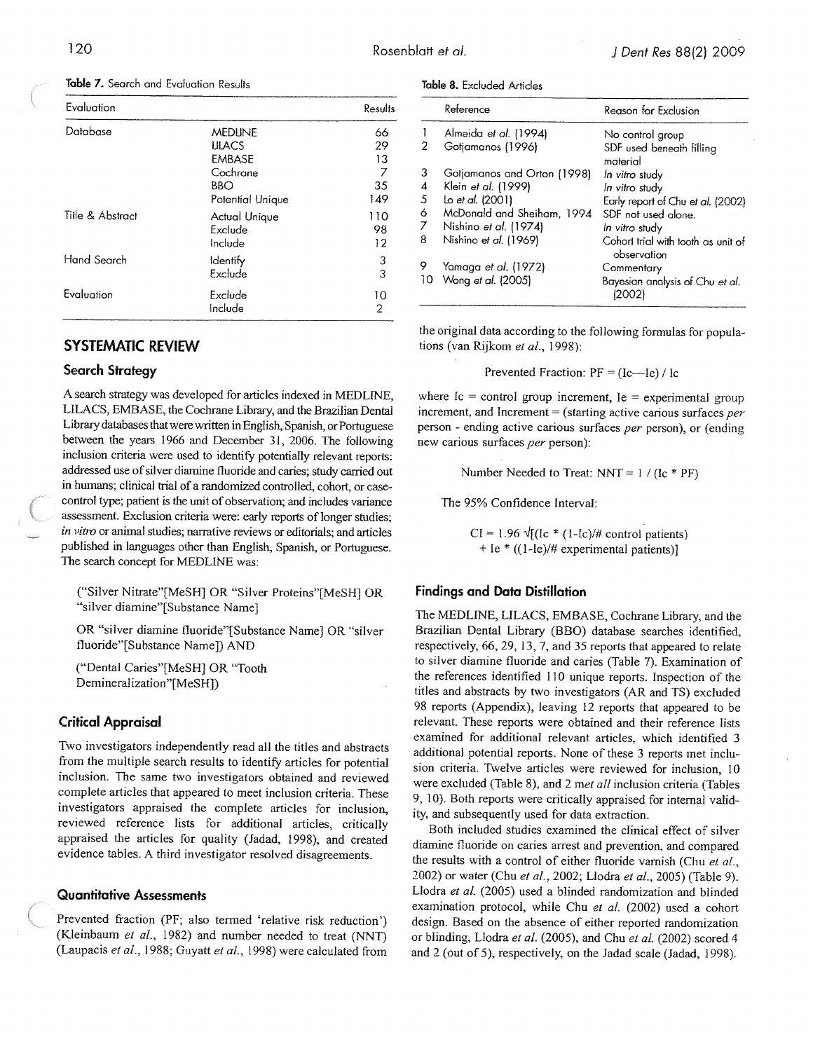**Table 7.** Search and Evaluation Results

| Evaluation | | Results |
|---|---|---|
| Database | MEDLINE | 66 |
| | LILACS | 29 |
| | EMBASE | 13 |
| | Cochrane | 7 |
| | BBO | 35 |
| | Potential Unique | 149 |
| Title & Abstract | Actual Unique | 110 |
| | Exclude | 98 |
| | Include | 12 |
| Hand Search | Identify | 3 |
| | Exclude | 3 |
| Evaluation | Exclude | 10 |
| | Include | 2 |

## SYSTEMATIC REVIEW

### Search Strategy

A search strategy was developed for articles indexed in MEDLINE, LILACS, EMBASE, the Cochrane Library, and the Brazilian Dental Library databases that were written in English, Spanish, or Portuguese between the years 1966 and December 31, 2006. The following inclusion criteria were used to identify potentially relevant reports: addressed use of silver diamine fluoride and caries; study carried out in humans; clinical trial of a randomized controlled, cohort, or case-control type; patient is the unit of observation; and includes variance assessment. Exclusion criteria were: early reports of longer studies; *in vitro* or animal studies; narrative reviews or editorials; and articles published in languages other than English, Spanish, or Portuguese. The search concept for MEDLINE was:

> ("Silver Nitrate"[MeSH] OR "Silver Proteins"[MeSH] OR "silver diamine"[Substance Name]
>
> OR "silver diamine fluoride"[Substance Name] OR "silver fluoride"[Substance Name]) AND
>
> ("Dental Caries"[MeSH] OR "Tooth Demineralization"[MeSH])

### Critical Appraisal

Two investigators independently read all the titles and abstracts from the multiple search results to identify articles for potential inclusion. The same two investigators obtained and reviewed complete articles that appeared to meet inclusion criteria. These investigators appraised the complete articles for inclusion, reviewed reference lists for additional articles, critically appraised the articles for quality (Jadad, 1998), and created evidence tables. A third investigator resolved disagreements.

### Quantitative Assessments

Prevented fraction (PF; also termed 'relative risk reduction') (Kleinbaum *et al.*, 1982) and number needed to treat (NNT) (Laupacis *et al.*, 1988; Guyatt *et al.*, 1998) were calculated from the original data according to the following formulas for populations (van Rijkom *et al.*, 1998):

$$\text{Prevented Fraction: PF} = (Ic - Ie) / Ic$$

where Ic = control group increment, Ie = experimental group increment, and Increment = (starting active carious surfaces *per* person - ending active carious surfaces *per* person), or (ending new carious surfaces *per* person):

$$\text{Number Needed to Treat: NNT} = 1 / (Ic * PF)$$

The 95% Confidence Interval:

$$CI = 1.96 \sqrt{[(Ic * (1\text{-}Ic)/\#\text{ control patients}) + Ie * ((1\text{-}Ie)/\#\text{ experimental patients})]}$$

**Table 8.** Excluded Articles

| | Reference | Reason for Exclusion |
|---|---|---|
| 1 | Almeida *et al.* (1994) | No control group |
| 2 | Gotjamanos (1996) | SDF used beneath filling material |
| 3 | Gotjamanos and Orton (1998) | *In vitro* study |
| 4 | Klein *et al.* (1999) | *In vitro* study |
| 5 | Lo *et al.* (2001) | Early report of Chu *et al.* (2002) |
| 6 | McDonald and Sheiham, 1994 | SDF not used alone. |
| 7 | Nishino *et al.* (1974) | *In vitro* study |
| 8 | Nishino *et al.* (1969) | Cohort trial with tooth as unit of observation |
| 9 | Yamaga *et al.* (1972) | Commentary |
| 10 | Wong *et al.* (2005) | Bayesian analysis of Chu *et al.* (2002) |

### Findings and Data Distillation

The MEDLINE, LILACS, EMBASE, Cochrane Library, and the Brazilian Dental Library (BBO) database searches identified, respectively, 66, 29, 13, 7, and 35 reports that appeared to relate to silver diamine fluoride and caries (Table 7). Examination of the references identified 110 unique reports. Inspection of the titles and abstracts by two investigators (AR and TS) excluded 98 reports (Appendix), leaving 12 reports that appeared to be relevant. These reports were obtained and their reference lists examined for additional relevant articles, which identified 3 additional potential reports. None of these 3 reports met inclusion criteria. Twelve articles were reviewed for inclusion, 10 were excluded (Table 8), and 2 met *all* inclusion criteria (Tables 9, 10). Both reports were critically appraised for internal validity, and subsequently used for data extraction.

Both included studies examined the clinical effect of silver diamine fluoride on caries arrest and prevention, and compared the results with a control of either fluoride varnish (Chu *et al.*, 2002) or water (Chu *et al.*, 2002; Llodra *et al.*, 2005) (Table 9). Llodra *et al.* (2005) used a blinded randomization and blinded examination protocol, while Chu *et al.* (2002) used a cohort design. Based on the absence of either reported randomization or blinding, Llodra *et al.* (2005), and Chu *et al.* (2002) scored 4 and 2 (out of 5), respectively, on the Jadad scale (Jadad, 1998).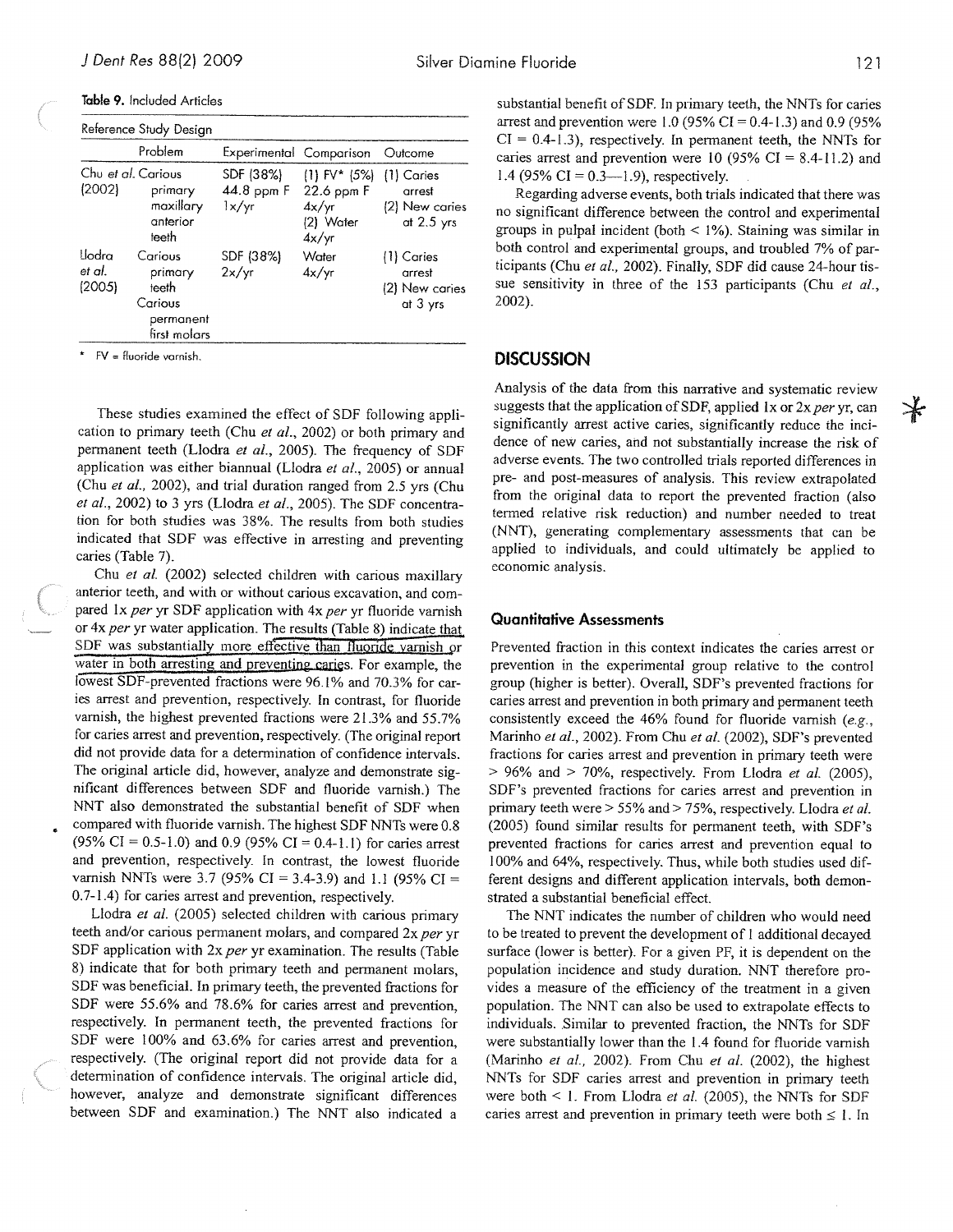**Table 9.** Included Articles

| Reference Study Design | Problem | Experimental | Comparison | Outcome |
|---|---|---|---|---|
| Chu *et al.* (2002) | Carious primary maxillary anterior teeth | SDF (38%) 44.8 ppm F 1x/yr | (1) FV* (5%) 22.6 ppm F 4x/yr (2) Water 4x/yr | (1) Caries arrest (2) New caries at 2.5 yrs |
| Llodra *et al.* (2005) | Carious primary teeth Carious permanent first molars | SDF (38%) 2x/yr | Water 4x/yr | (1) Caries arrest (2) New caries at 3 yrs |

\* FV = fluoride varnish.

These studies examined the effect of SDF following application to primary teeth (Chu *et al.*, 2002) or both primary and permanent teeth (Llodra *et al.*, 2005). The frequency of SDF application was either biannual (Llodra *et al.*, 2005) or annual (Chu *et al.*, 2002), and trial duration ranged from 2.5 yrs (Chu *et al.*, 2002) to 3 yrs (Llodra *et al.*, 2005). The SDF concentration for both studies was 38%. The results from both studies indicated that SDF was effective in arresting and preventing caries (Table 7).

Chu *et al.* (2002) selected children with carious maxillary anterior teeth, and with or without carious excavation, and compared 1x *per* yr SDF application with 4x *per* yr fluoride varnish or 4x *per* yr water application. The results (Table 8) indicate that SDF was substantially more effective than fluoride varnish or water in both arresting and preventing caries. For example, the lowest SDF-prevented fractions were 96.1% and 70.3% for caries arrest and prevention, respectively. In contrast, for fluoride varnish, the highest prevented fractions were 21.3% and 55.7% for caries arrest and prevention, respectively. (The original report did not provide data for a determination of confidence intervals. The original article did, however, analyze and demonstrate significant differences between SDF and fluoride varnish.) The NNT also demonstrated the substantial benefit of SDF when compared with fluoride varnish. The highest SDF NNTs were 0.8 (95% CI = 0.5-1.0) and 0.9 (95% CI = 0.4-1.1) for caries arrest and prevention, respectively. In contrast, the lowest fluoride varnish NNTs were 3.7 (95% CI = 3.4-3.9) and 1.1 (95% CI = 0.7-1.4) for caries arrest and prevention, respectively.

Llodra *et al.* (2005) selected children with carious primary teeth and/or carious permanent molars, and compared 2x *per* yr SDF application with 2x *per* yr examination. The results (Table 8) indicate that for both primary teeth and permanent molars, SDF was beneficial. In primary teeth, the prevented fractions for SDF were 55.6% and 78.6% for caries arrest and prevention, respectively. In permanent teeth, the prevented fractions for SDF were 100% and 63.6% for caries arrest and prevention, respectively. (The original report did not provide data for a determination of confidence intervals. The original article did, however, analyze and demonstrate significant differences between SDF and examination.) The NNT also indicated a substantial benefit of SDF. In primary teeth, the NNTs for caries arrest and prevention were 1.0 (95% CI = 0.4-1.3) and 0.9 (95% CI = 0.4-1.3), respectively. In permanent teeth, the NNTs for caries arrest and prevention were 10 (95% CI = 8.4-11.2) and 1.4 (95% CI = 0.3—1.9), respectively.

Regarding adverse events, both trials indicated that there was no significant difference between the control and experimental groups in pulpal incident (both < 1%). Staining was similar in both control and experimental groups, and troubled 7% of participants (Chu *et al.*, 2002). Finally, SDF did cause 24-hour tissue sensitivity in three of the 153 participants (Chu *et al.*, 2002).

## DISCUSSION

Analysis of the data from this narrative and systematic review suggests that the application of SDF, applied 1x or 2x *per* yr, can significantly arrest active caries, significantly reduce the incidence of new caries, and not substantially increase the risk of adverse events. The two controlled trials reported differences in pre- and post-measures of analysis. This review extrapolated from the original data to report the prevented fraction (also termed relative risk reduction) and number needed to treat (NNT), generating complementary assessments that can be applied to individuals, and could ultimately be applied to economic analysis.

### Quantitative Assessments

Prevented fraction in this context indicates the caries arrest or prevention in the experimental group relative to the control group (higher is better). Overall, SDF's prevented fractions for caries arrest and prevention in both primary and permanent teeth consistently exceed the 46% found for fluoride varnish (*e.g.*, Marinho *et al.*, 2002). From Chu *et al.* (2002), SDF's prevented fractions for caries arrest and prevention in primary teeth were > 96% and > 70%, respectively. From Llodra *et al.* (2005), SDF's prevented fractions for caries arrest and prevention in primary teeth were > 55% and > 75%, respectively. Llodra *et al.* (2005) found similar results for permanent teeth, with SDF's prevented fractions for caries arrest and prevention equal to 100% and 64%, respectively. Thus, while both studies used different designs and different application intervals, both demonstrated a substantial beneficial effect.

The NNT indicates the number of children who would need to be treated to prevent the development of 1 additional decayed surface (lower is better). For a given PF, it is dependent on the population incidence and study duration. NNT therefore provides a measure of the efficiency of the treatment in a given population. The NNT can also be used to extrapolate effects to individuals. Similar to prevented fraction, the NNTs for SDF were substantially lower than the 1.4 found for fluoride varnish (Marinho *et al.*, 2002). From Chu *et al.* (2002), the highest NNTs for SDF caries arrest and prevention in primary teeth were both < 1. From Llodra *et al.* (2005), the NNTs for SDF caries arrest and prevention in primary teeth were both ≤ 1. In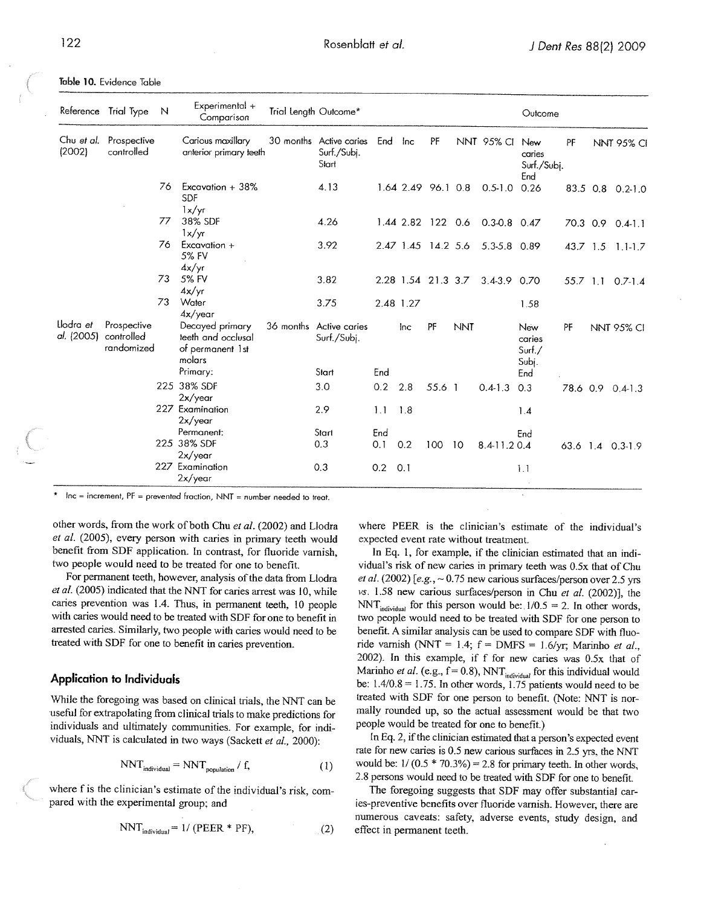Table 10. Evidence Table

| Reference | Trial Type | N | Experimental + Comparison | Trial Length | Outcome* | | | | | | | Outcome | | | |
|---|---|---|---|---|---|---|---|---|---|---|---|---|---|---|---|
| Chu *et al.* (2002) | Prospective controlled | | Carious maxillary anterior primary teeth | 30 months | Active caries Surf./Subj. Start | End | Inc | PF | NNT | 95% CI | | New caries Surf./Subj. End | PF | NNT | 95% CI |
| | | 76 | Excavation + 38% SDF 1x/yr | | 4.13 | 1.64 | 2.49 | 96.1 | 0.8 | 0.5-1.0 | | 0.26 | 83.5 | 0.8 | 0.2-1.0 |
| | | 77 | 38% SDF 1x/yr | | 4.26 | 1.44 | 2.82 | 122 | 0.6 | 0.3-0.8 | | 0.47 | 70.3 | 0.9 | 0.4-1.1 |
| | | 76 | Excavation + 5% FV 4x/yr | | 3.92 | 2.47 | 1.45 | 14.2 | 5.6 | 5.3-5.8 | | 0.89 | 43.7 | 1.5 | 1.1-1.7 |
| | | 73 | 5% FV 4x/yr | | 3.82 | 2.28 | 1.54 | 21.3 | 3.7 | 3.4-3.9 | | 0.70 | 55.7 | 1.1 | 0.7-1.4 |
| | | 73 | Water 4x/year | | 3.75 | 2.48 | 1.27 | | | | | 1.58 | | | |
| Llodra *et al.* (2005) | Prospective controlled randomized | | Decayed primary teeth and occlusal of permanent 1st molars | 36 months | Active caries Surf./Subj. | | Inc | PF | NNT | | | New caries Surf./Subj. | PF | NNT | 95% CI |
| | | | Primary: | | Start | End | | | | | | End | | | |
| | | 225 | 38% SDF 2x/year | | 3.0 | 0.2 | 2.8 | 55.6 | 1 | 0.4-1.3 | | 0.3 | 78.6 | 0.9 | 0.4-1.3 |
| | | 227 | Examination 2x/year | | 2.9 | 1.1 | 1.8 | | | | | 1.4 | | | |
| | | | Permanent: | | Start | End | | | | | | End | | | |
| | | 225 | 38% SDF 2x/year | | 0.3 | 0.1 | 0.2 | 100 | 10 | 8.4-11.2 | | 0.4 | 63.6 | 1.4 | 0.3-1.9 |
| | | 227 | Examination 2x/year | | 0.3 | 0.2 | 0.1 | | | | | 1.1 | | | |

\* Inc = increment, PF = prevented fraction, NNT = number needed to treat.

other words, from the work of both Chu *et al.* (2002) and Llodra *et al.* (2005), every person with caries in primary teeth would benefit from SDF application. In contrast, for fluoride varnish, two people would need to be treated for one to benefit.

For permanent teeth, however, analysis of the data from Llodra *et al.* (2005) indicated that the NNT for caries arrest was 10, while caries prevention was 1.4. Thus, in permanent teeth, 10 people with caries would need to be treated with SDF for one to benefit in arrested caries. Similarly, two people with caries would need to be treated with SDF for one to benefit in caries prevention.

## Application to Individuals

While the foregoing was based on clinical trials, the NNT can be useful for extrapolating from clinical trials to make predictions for individuals and ultimately communities. For example, for individuals, NNT is calculated in two ways (Sackett *et al.*, 2000):

$$NNT_{individual} = NNT_{population} / f, \quad (1)$$

where f is the clinician's estimate of the individual's risk, compared with the experimental group; and

$$NNT_{individual} = 1 / (PEER * PF), \quad (2)$$

where PEER is the clinician's estimate of the individual's expected event rate without treatment.

In Eq. 1, for example, if the clinician estimated that an individual's risk of new caries in primary teeth was 0.5x that of Chu *et al.* (2002) [*e.g.*, ~ 0.75 new carious surfaces/person over 2.5 yrs *vs.* 1.58 new carious surfaces/person in Chu *et al.* (2002)], the $NNT_{individual}$ for this person would be: 1/0.5 = 2. In other words, two people would need to be treated with SDF for one person to benefit. A similar analysis can be used to compare SDF with fluoride varnish (NNT = 1.4; f = DMFS = 1.6/yr; Marinho *et al.*, 2002). In this example, if f for new caries was 0.5x that of Marinho *et al.* (e.g., f = 0.8), $NNT_{individual}$ for this individual would be: 1.4/0.8 = 1.75. In other words, 1.75 patients would need to be treated with SDF for one person to benefit. (Note: NNT is normally rounded up, so the actual assessment would be that two people would be treated for one to benefit.)

In Eq. 2, if the clinician estimated that a person's expected event rate for new caries is 0.5 new carious surfaces in 2.5 yrs, the NNT would be: 1/ (0.5 * 70.3%) = 2.8 for primary teeth. In other words, 2.8 persons would need to be treated with SDF for one to benefit.

The foregoing suggests that SDF may offer substantial caries-preventive benefits over fluoride varnish. However, there are numerous caveats: safety, adverse events, study design, and effect in permanent teeth.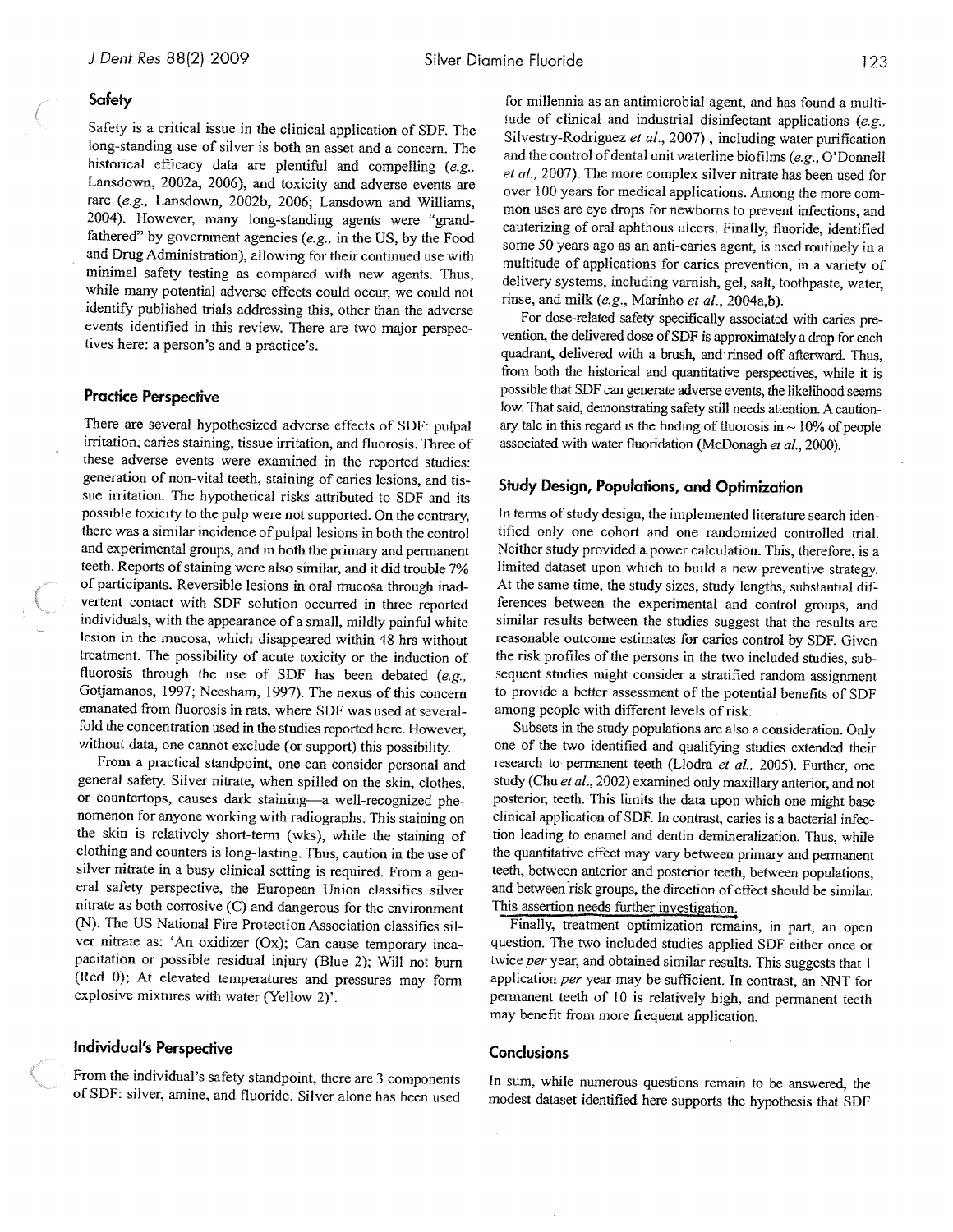## Safety

Safety is a critical issue in the clinical application of SDF. The long-standing use of silver is both an asset and a concern. The historical efficacy data are plentiful and compelling (*e.g.*, Lansdown, 2002a, 2006), and toxicity and adverse events are rare (*e.g.*, Lansdown, 2002b, 2006; Lansdown and Williams, 2004). However, many long-standing agents were "grandfathered" by government agencies (*e.g.*, in the US, by the Food and Drug Administration), allowing for their continued use with minimal safety testing as compared with new agents. Thus, while many potential adverse effects could occur, we could not identify published trials addressing this, other than the adverse events identified in this review. There are two major perspectives here: a person's and a practice's.

### Practice Perspective

There are several hypothesized adverse effects of SDF: pulpal irritation, caries staining, tissue irritation, and fluorosis. Three of these adverse events were examined in the reported studies: generation of non-vital teeth, staining of caries lesions, and tissue irritation. The hypothetical risks attributed to SDF and its possible toxicity to the pulp were not supported. On the contrary, there was a similar incidence of pulpal lesions in both the control and experimental groups, and in both the primary and permanent teeth. Reports of staining were also similar, and it did trouble 7% of participants. Reversible lesions in oral mucosa through inadvertent contact with SDF solution occurred in three reported individuals, with the appearance of a small, mildly painful white lesion in the mucosa, which disappeared within 48 hrs without treatment. The possibility of acute toxicity or the induction of fluorosis through the use of SDF has been debated (*e.g.*, Gotjamanos, 1997; Neesham, 1997). The nexus of this concern emanated from fluorosis in rats, where SDF was used at several-fold the concentration used in the studies reported here. However, without data, one cannot exclude (or support) this possibility.

From a practical standpoint, one can consider personal and general safety. Silver nitrate, when spilled on the skin, clothes, or countertops, causes dark staining—a well-recognized phenomenon for anyone working with radiographs. This staining on the skin is relatively short-term (wks), while the staining of clothing and counters is long-lasting. Thus, caution in the use of silver nitrate in a busy clinical setting is required. From a general safety perspective, the European Union classifies silver nitrate as both corrosive (C) and dangerous for the environment (N). The US National Fire Protection Association classifies silver nitrate as: 'An oxidizer (Ox); Can cause temporary incapacitation or possible residual injury (Blue 2); Will not burn (Red 0); At elevated temperatures and pressures may form explosive mixtures with water (Yellow 2)'.

### Individual's Perspective

From the individual's safety standpoint, there are 3 components of SDF: silver, amine, and fluoride. Silver alone has been used for millennia as an antimicrobial agent, and has found a multitude of clinical and industrial disinfectant applications (*e.g.*, Silvestry-Rodriguez *et al.*, 2007) , including water purification and the control of dental unit waterline biofilms (*e.g.*, O'Donnell *et al.*, 2007). The more complex silver nitrate has been used for over 100 years for medical applications. Among the more common uses are eye drops for newborns to prevent infections, and cauterizing of oral aphthous ulcers. Finally, fluoride, identified some 50 years ago as an anti-caries agent, is used routinely in a multitude of applications for caries prevention, in a variety of delivery systems, including varnish, gel, salt, toothpaste, water, rinse, and milk (*e.g.*, Marinho *et al.*, 2004a,b).

For dose-related safety specifically associated with caries prevention, the delivered dose of SDF is approximately a drop for each quadrant, delivered with a brush, and rinsed off afterward. Thus, from both the historical and quantitative perspectives, while it is possible that SDF can generate adverse events, the likelihood seems low. That said, demonstrating safety still needs attention. A cautionary tale in this regard is the finding of fluorosis in ~ 10% of people associated with water fluoridation (McDonagh *et al.*, 2000).

## Study Design, Populations, and Optimization

In terms of study design, the implemented literature search identified only one cohort and one randomized controlled trial. Neither study provided a power calculation. This, therefore, is a limited dataset upon which to build a new preventive strategy. At the same time, the study sizes, study lengths, substantial differences between the experimental and control groups, and similar results between the studies suggest that the results are reasonable outcome estimates for caries control by SDF. Given the risk profiles of the persons in the two included studies, subsequent studies might consider a stratified random assignment to provide a better assessment of the potential benefits of SDF among people with different levels of risk.

Subsets in the study populations are also a consideration. Only one of the two identified and qualifying studies extended their research to permanent teeth (Llodra *et al.*, 2005). Further, one study (Chu *et al.*, 2002) examined only maxillary anterior, and not posterior, teeth. This limits the data upon which one might base clinical application of SDF. In contrast, caries is a bacterial infection leading to enamel and dentin demineralization. Thus, while the quantitative effect may vary between primary and permanent teeth, between anterior and posterior teeth, between populations, and between risk groups, the direction of effect should be similar. This assertion needs further investigation.

Finally, treatment optimization remains, in part, an open question. The two included studies applied SDF either once or twice *per* year, and obtained similar results. This suggests that 1 application *per* year may be sufficient. In contrast, an NNT for permanent teeth of 10 is relatively high, and permanent teeth may benefit from more frequent application.

## Conclusions

In sum, while numerous questions remain to be answered, the modest dataset identified here supports the hypothesis that SDF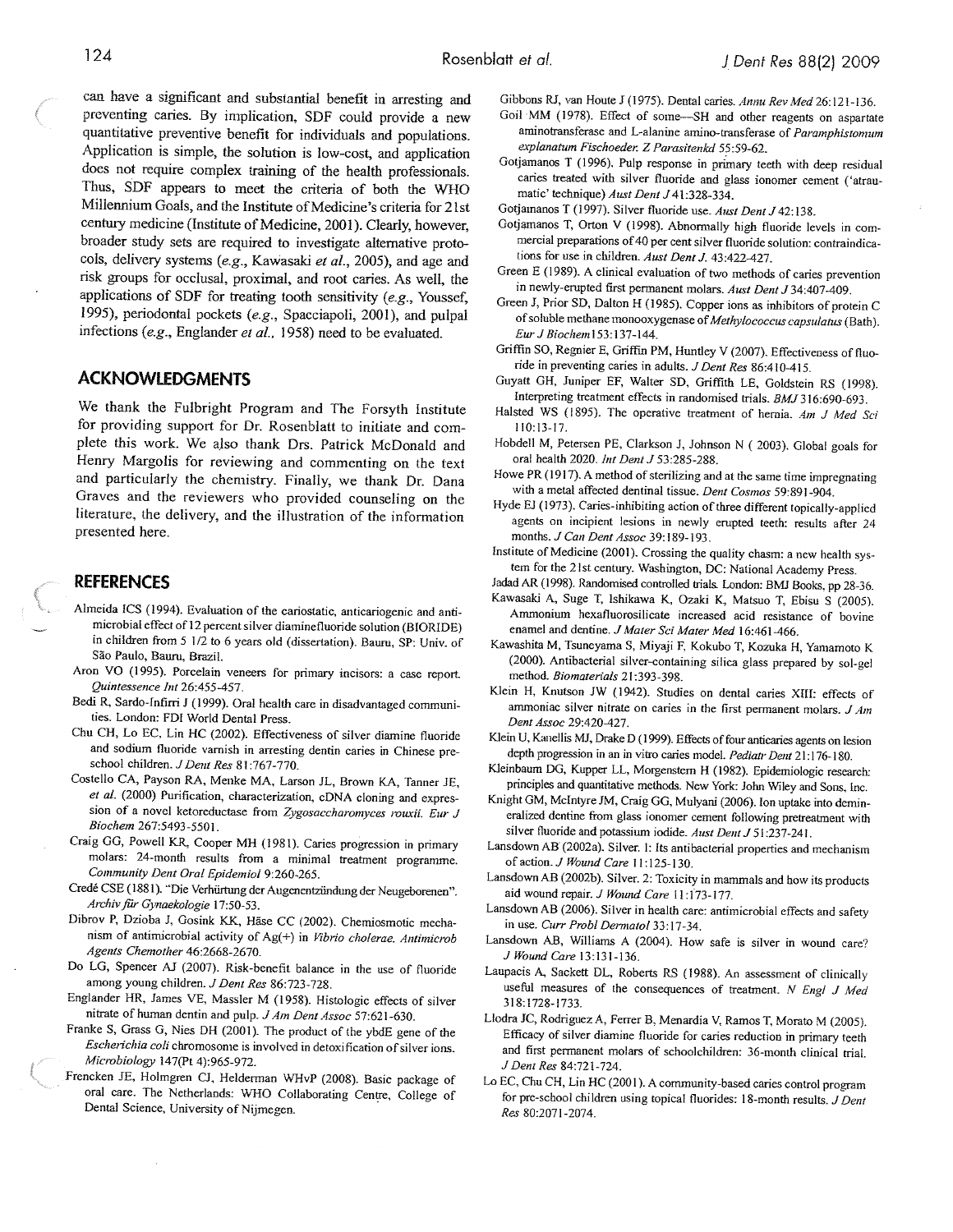can have a significant and substantial benefit in arresting and preventing caries. By implication, SDF could provide a new quantitative preventive benefit for individuals and populations. Application is simple, the solution is low-cost, and application does not require complex training of the health professionals. Thus, SDF appears to meet the criteria of both the WHO Millennium Goals, and the Institute of Medicine's criteria for 21st century medicine (Institute of Medicine, 2001). Clearly, however, broader study sets are required to investigate alternative protocols, delivery systems (*e.g.*, Kawasaki *et al.*, 2005), and age and risk groups for occlusal, proximal, and root caries. As well, the applications of SDF for treating tooth sensitivity (*e.g.*, Youssef, 1995), periodontal pockets (*e.g.*, Spacciapoli, 2001), and pulpal infections (*e.g.*, Englander *et al.*, 1958) need to be evaluated.

## ACKNOWLEDGMENTS

We thank the Fulbright Program and The Forsyth Institute for providing support for Dr. Rosenblatt to initiate and complete this work. We also thank Drs. Patrick McDonald and Henry Margolis for reviewing and commenting on the text and particularly the chemistry. Finally, we thank Dr. Dana Graves and the reviewers who provided counseling on the literature, the delivery, and the illustration of the information presented here.

## REFERENCES

Almeida ICS (1994). Evaluation of the cariostatic, anticariogenic and antimicrobial effect of 12 percent silver diaminefluoride solution (BIORIDE) in children from 5 1/2 to 6 years old (dissertation). Bauru, SP: Univ. of São Paulo, Bauru, Brazil.

Aron VO (1995). Porcelain veneers for primary incisors: a case report. *Quintessence Int* 26:455-457.

Bedi R, Sardo-Infirri J (1999). Oral health care in disadvantaged communities. London: FDI World Dental Press.

Chu CH, Lo EC, Lin HC (2002). Effectiveness of silver diamine fluoride and sodium fluoride varnish in arresting dentin caries in Chinese preschool children. *J Dent Res* 81:767-770.

Costello CA, Payson RA, Menke MA, Larson JL, Brown KA, Tanner JE, *et al.* (2000) Purification, characterization, cDNA cloning and expression of a novel ketoreductase from *Zygosaccharomyces rouxii*. *Eur J Biochem* 267:5493-5501.

Craig GG, Powell KR, Cooper MH (1981). Caries progression in primary molars: 24-month results from a minimal treatment programme. *Community Dent Oral Epidemiol* 9:260-265.

Credé CSE (1881). "Die Verhütung der Augenentzündung der Neugeborenen". *Archiv für Gynaekologie* 17:50-53.

Dibrov P, Dzioba J, Gosink KK, Häse CC (2002). Chemiosmotic mechanism of antimicrobial activity of Ag(+) in *Vibrio cholerae*. *Antimicrob Agents Chemother* 46:2668-2670.

Do LG, Spencer AJ (2007). Risk-benefit balance in the use of fluoride among young children. *J Dent Res* 86:723-728.

Englander HR, James VE, Massler M (1958). Histologic effects of silver nitrate of human dentin and pulp. *J Am Dent Assoc* 57:621-630.

Franke S, Grass G, Nies DH (2001). The product of the ybdE gene of the *Escherichia coli* chromosome is involved in detoxification of silver ions. *Microbiology* 147(Pt 4):965-972.

Frencken JE, Holmgren CJ, Helderman WHvP (2008). Basic package of oral care. The Netherlands: WHO Collaborating Centre, College of Dental Science, University of Nijmegen.

Gibbons RJ, van Houte J (1975). Dental caries. *Annu Rev Med* 26:121-136.

Goil MM (1978). Effect of some—SH and other reagents on aspartate aminotransferase and L-alanine amino-transferase of *Paramphistomum explanatum Fischoeder*. *Z Parasitenkd* 55:59-62.

Gotjamanos T (1996). Pulp response in primary teeth with deep residual caries treated with silver fluoride and glass ionomer cement ('atraumatic' technique) *Aust Dent J* 41:328-334.

Gotjamanos T (1997). Silver fluoride use. *Aust Dent J* 42:138.

Gotjamanos T, Orton V (1998). Abnormally high fluoride levels in commercial preparations of 40 per cent silver fluoride solution: contraindications for use in children. *Aust Dent J*. 43:422-427.

Green E (1989). A clinical evaluation of two methods of caries prevention in newly-erupted first permanent molars. *Aust Dent J* 34:407-409.

Green J, Prior SD, Dalton H (1985). Copper ions as inhibitors of protein C of soluble methane monooxygenase of *Methylococcus capsulatus* (Bath). *Eur J Biochem* 153:137-144.

Griffin SO, Regnier E, Griffin PM, Huntley V (2007). Effectiveness of fluoride in preventing caries in adults. *J Dent Res* 86:410-415.

Guyatt GH, Juniper EF, Walter SD, Griffith LE, Goldstein RS (1998). Interpreting treatment effects in randomised trials. *BMJ* 316:690-693.

Halsted WS (1895). The operative treatment of hernia. *Am J Med Sci* 110:13-17.

Hobdell M, Petersen PE, Clarkson J, Johnson N ( 2003). Global goals for oral health 2020. *Int Dent J* 53:285-288.

Howe PR (1917). A method of sterilizing and at the same time impregnating with a metal affected dentinal tissue. *Dent Cosmos* 59:891-904.

Hyde EJ (1973). Caries-inhibiting action of three different topically-applied agents on incipient lesions in newly erupted teeth: results after 24 months. *J Can Dent Assoc* 39:189-193.

Institute of Medicine (2001). Crossing the quality chasm: a new health system for the 21st century. Washington, DC: National Academy Press.

Jadad AR (1998). Randomised controlled trials. London: BMJ Books, pp 28-36.

Kawasaki A, Suge T, Ishikawa K, Ozaki K, Matsuo T, Ebisu S (2005). Ammonium hexafluorosilicate increased acid resistance of bovine enamel and dentine. *J Mater Sci Mater Med* 16:461-466.

Kawashita M, Tsuneyama S, Miyaji F, Kokubo T, Kozuka H, Yamamoto K (2000). Antibacterial silver-containing silica glass prepared by sol-gel method. *Biomaterials* 21:393-398.

Klein H, Knutson JW (1942). Studies on dental caries XIII: effects of ammoniac silver nitrate on caries in the first permanent molars. *J Am Dent Assoc* 29:420-427.

Klein U, Kanellis MJ, Drake D (1999). Effects of four anticaries agents on lesion depth progression in an in vitro caries model. *Pediatr Dent* 21:176-180.

Kleinbaum DG, Kupper LL, Morgenstern H (1982). Epidemiologic research: principles and quantitative methods. New York: John Wiley and Sons, Inc.

Knight GM, McIntyre JM, Craig GG, Mulyani (2006). Ion uptake into demineralized dentine from glass ionomer cement following pretreatment with silver fluoride and potassium iodide. *Aust Dent J* 51:237-241.

Lansdown AB (2002a). Silver. 1: Its antibacterial properties and mechanism of action. *J Wound Care* 11:125-130.

Lansdown AB (2002b). Silver. 2: Toxicity in mammals and how its products aid wound repair. *J Wound Care* 11:173-177.

Lansdown AB (2006). Silver in health care: antimicrobial effects and safety in use. *Curr Probl Dermatol* 33:17-34.

Lansdown AB, Williams A (2004). How safe is silver in wound care? *J Wound Care* 13:131-136.

Laupacis A, Sackett DL, Roberts RS (1988). An assessment of clinically useful measures of the consequences of treatment. *N Engl J Med* 318:1728-1733.

Llodra JC, Rodriguez A, Ferrer B, Menardia V, Ramos T, Morato M (2005). Efficacy of silver diamine fluoride for caries reduction in primary teeth and first permanent molars of schoolchildren: 36-month clinical trial. *J Dent Res* 84:721-724.

Lo EC, Chu CH, Lin HC (2001). A community-based caries control program for pre-school children using topical fluorides: 18-month results. *J Dent Res* 80:2071-2074.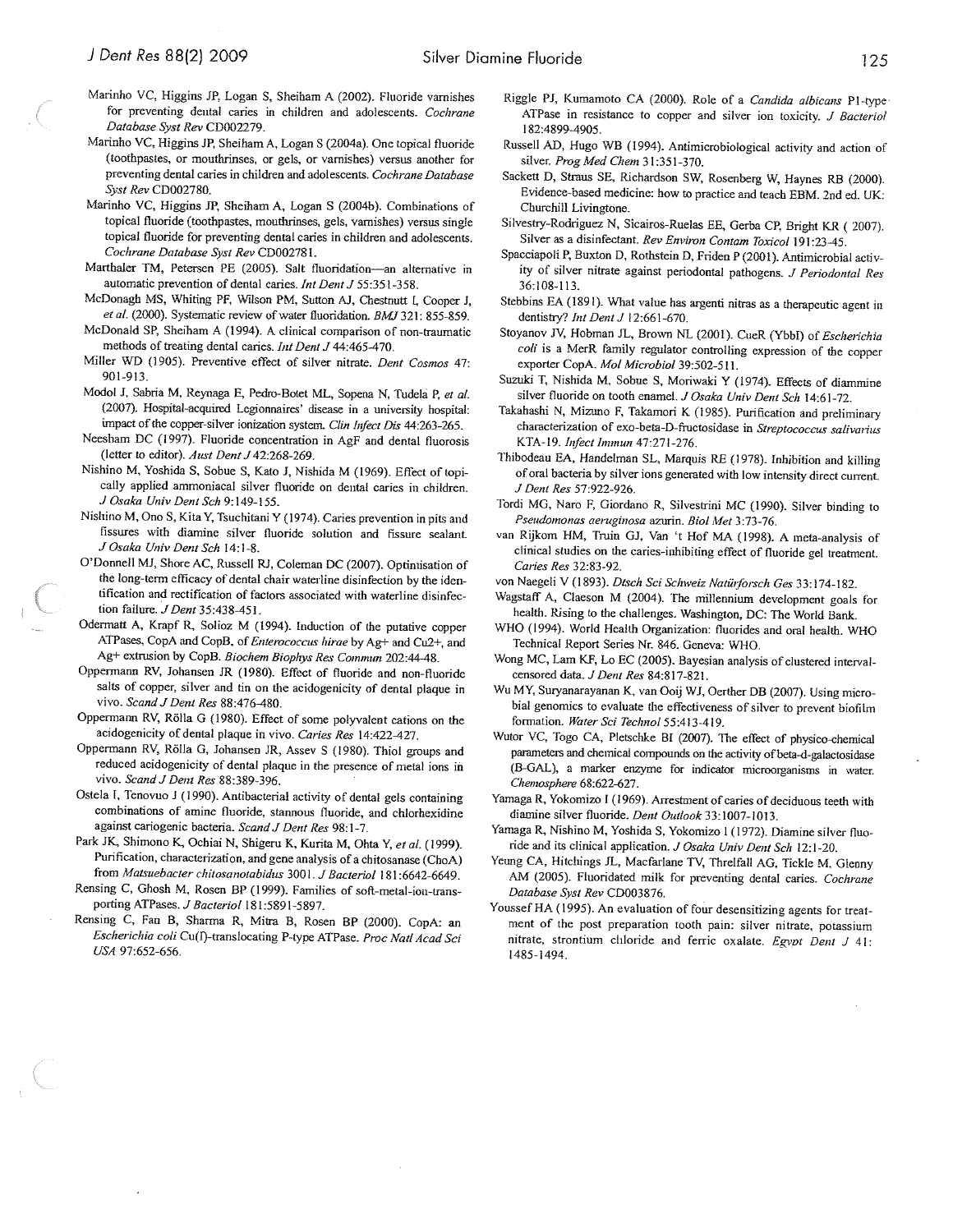Marinho VC, Higgins JP, Logan S, Sheiham A (2002). Fluoride varnishes for preventing dental caries in children and adolescents. *Cochrane Database Syst Rev* CD002279.

Marinho VC, Higgins JP, Sheiham A, Logan S (2004a). One topical fluoride (toothpastes, or mouthrinses, or gels, or varnishes) versus another for preventing dental caries in children and adolescents. *Cochrane Database Syst Rev* CD002780.

Marinho VC, Higgins JP, Sheiham A, Logan S (2004b). Combinations of topical fluoride (toothpastes, mouthrinses, gels, varnishes) versus single topical fluoride for preventing dental caries in children and adolescents. *Cochrane Database Syst Rev* CD002781.

Marthaler TM, Petersen PE (2005). Salt fluoridation—an alternative in automatic prevention of dental caries. *Int Dent J* 55:351-358.

McDonagh MS, Whiting PF, Wilson PM, Sutton AJ, Chestnutt I, Cooper J, *et al.* (2000). Systematic review of water fluoridation. *BMJ* 321: 855-859.

McDonald SP, Sheiham A (1994). A clinical comparison of non-traumatic methods of treating dental caries. *Int Dent J* 44:465-470.

Miller WD (1905). Preventive effect of silver nitrate. *Dent Cosmos* 47: 901-913.

Modol J, Sabria M, Reynaga E, Pedro-Botet ML, Sopena N, Tudela P, *et al.* (2007). Hospital-acquired Legionnaires' disease in a university hospital: impact of the copper-silver ionization system. *Clin Infect Dis* 44:263-265.

Neesham DC (1997). Fluoride concentration in AgF and dental fluorosis (letter to editor). *Aust Dent J* 42:268-269.

Nishino M, Yoshida S, Sobue S, Kato J, Nishida M (1969). Effect of topically applied ammoniacal silver fluoride on dental caries in children. *J Osaka Univ Dent Sch* 9:149-155.

Nishino M, Ono S, Kita Y, Tsuchitani Y (1974). Caries prevention in pits and fissures with diamine silver fluoride solution and fissure sealant. *J Osaka Univ Dent Sch* 14:1-8.

O'Donnell MJ, Shore AC, Russell RJ, Coleman DC (2007). Optimisation of the long-term efficacy of dental chair waterline disinfection by the identification and rectification of factors associated with waterline disinfection failure. *J Dent* 35:438-451.

Odermatt A, Krapf R, Solioz M (1994). Induction of the putative copper ATPases, CopA and CopB, of *Enterococcus hirae* by Ag+ and Cu2+, and Ag+ extrusion by CopB. *Biochem Biophys Res Commun* 202:44-48.

Oppermann RV, Johansen JR (1980). Effect of fluoride and non-fluoride salts of copper, silver and tin on the acidogenicity of dental plaque in vivo. *Scand J Dent Res* 88:476-480.

Oppermann RV, Rölla G (1980). Effect of some polyvalent cations on the acidogenicity of dental plaque in vivo. *Caries Res* 14:422-427.

Oppermann RV, Rölla G, Johansen JR, Assev S (1980). Thiol groups and reduced acidogenicity of dental plaque in the presence of metal ions in vivo. *Scand J Dent Res* 88:389-396.

Ostela I, Tenovuo J (1990). Antibacterial activity of dental gels containing combinations of amine fluoride, stannous fluoride, and chlorhexidine against cariogenic bacteria. *Scand J Dent Res* 98:1-7.

Park JK, Shimono K, Ochiai N, Shigeru K, Kurita M, Ohta Y, *et al.* (1999). Purification, characterization, and gene analysis of a chitosanase (ChoA) from *Matsuebacter chitosanotabidus* 3001. *J Bacteriol* 181:6642-6649.

Rensing C, Ghosh M, Rosen BP (1999). Families of soft-metal-ion-transporting ATPases. *J Bacteriol* 181:5891-5897.

Rensing C, Fan B, Sharma R, Mitra B, Rosen BP (2000). CopA: an *Escherichia coli* Cu(I)-translocating P-type ATPase. *Proc Natl Acad Sci USA* 97:652-656.

Riggle PJ, Kumamoto CA (2000). Role of a *Candida albicans* P1-type ATPase in resistance to copper and silver ion toxicity. *J Bacteriol* 182:4899-4905.

Russell AD, Hugo WB (1994). Antimicrobiological activity and action of silver. *Prog Med Chem* 31:351-370.

Sackett D, Straus SE, Richardson SW, Rosenberg W, Haynes RB (2000). Evidence-based medicine: how to practice and teach EBM. 2nd ed. UK: Churchill Livingstone.

Silvestry-Rodriguez N, Sicairos-Ruelas EE, Gerba CP, Bright KR ( 2007). Silver as a disinfectant. *Rev Environ Contam Toxicol* 191:23-45.

Spacciapoli P, Buxton D, Rothstein D, Friden P (2001). Antimicrobial activity of silver nitrate against periodontal pathogens. *J Periodontal Res* 36:108-113.

Stebbins EA (1891). What value has argenti nitras as a therapeutic agent in dentistry? *Int Dent J* 12:661-670.

Stoyanov JV, Hobman JL, Brown NL (2001). CueR (YbbI) of *Escherichia coli* is a MerR family regulator controlling expression of the copper exporter CopA. *Mol Microbiol* 39:502-511.

Suzuki T, Nishida M, Sobue S, Moriwaki Y (1974). Effects of diammine silver fluoride on tooth enamel. *J Osaka Univ Dent Sch* 14:61-72.

Takahashi N, Mizuno F, Takamori K (1985). Purification and preliminary characterization of exo-beta-D-fructosidase in *Streptococcus salivarius* KTA-19. *Infect Immun* 47:271-276.

Thibodeau EA, Handelman SL, Marquis RE (1978). Inhibition and killing of oral bacteria by silver ions generated with low intensity direct current. *J Dent Res* 57:922-926.

Tordi MG, Naro F, Giordano R, Silvestrini MC (1990). Silver binding to *Pseudomonas aeruginosa* azurin. *Biol Met* 3:73-76.

van Rijkom HM, Truin GJ, Van 't Hof MA (1998). A meta-analysis of clinical studies on the caries-inhibiting effect of fluoride gel treatment. *Caries Res* 32:83-92.

von Naegeli V (1893). *Dtsch Sci Schweiz Natürforsch Ges* 33:174-182.

Wagstaff A, Claeson M (2004). The millennium development goals for health. Rising to the challenges. Washington, DC: The World Bank.

WHO (1994). World Health Organization: fluorides and oral health. WHO Technical Report Series Nr. 846. Geneva: WHO.

Wong MC, Lam KF, Lo EC (2005). Bayesian analysis of clustered interval-censored data. *J Dent Res* 84:817-821.

Wu MY, Suryanarayanan K, van Ooij WJ, Oerther DB (2007). Using microbial genomics to evaluate the effectiveness of silver to prevent biofilm formation. *Water Sci Technol* 55:413-419.

Wutor VC, Togo CA, Pletschke BI (2007). The effect of physico-chemical parameters and chemical compounds on the activity of beta-d-galactosidase (B-GAL), a marker enzyme for indicator microorganisms in water. *Chemosphere* 68:622-627.

Yamaga R, Yokomizo I (1969). Arrestment of caries of deciduous teeth with diamine silver fluoride. *Dent Outlook* 33:1007-1013.

Yamaga R, Nishino M, Yoshida S, Yokomizo I (1972). Diamine silver fluoride and its clinical application. *J Osaka Univ Dent Sch* 12:1-20.

Yeung CA, Hitchings JL, Macfarlane TV, Threlfall AG, Tickle M, Glenny AM (2005). Fluoridated milk for preventing dental caries. *Cochrane Database Syst Rev* CD003876.

Youssef HA (1995). An evaluation of four desensitizing agents for treatment of the post preparation tooth pain: silver nitrate, potassium nitrate, strontium chloride and ferric oxalate. *Egypt Dent J* 41: 1485-1494.